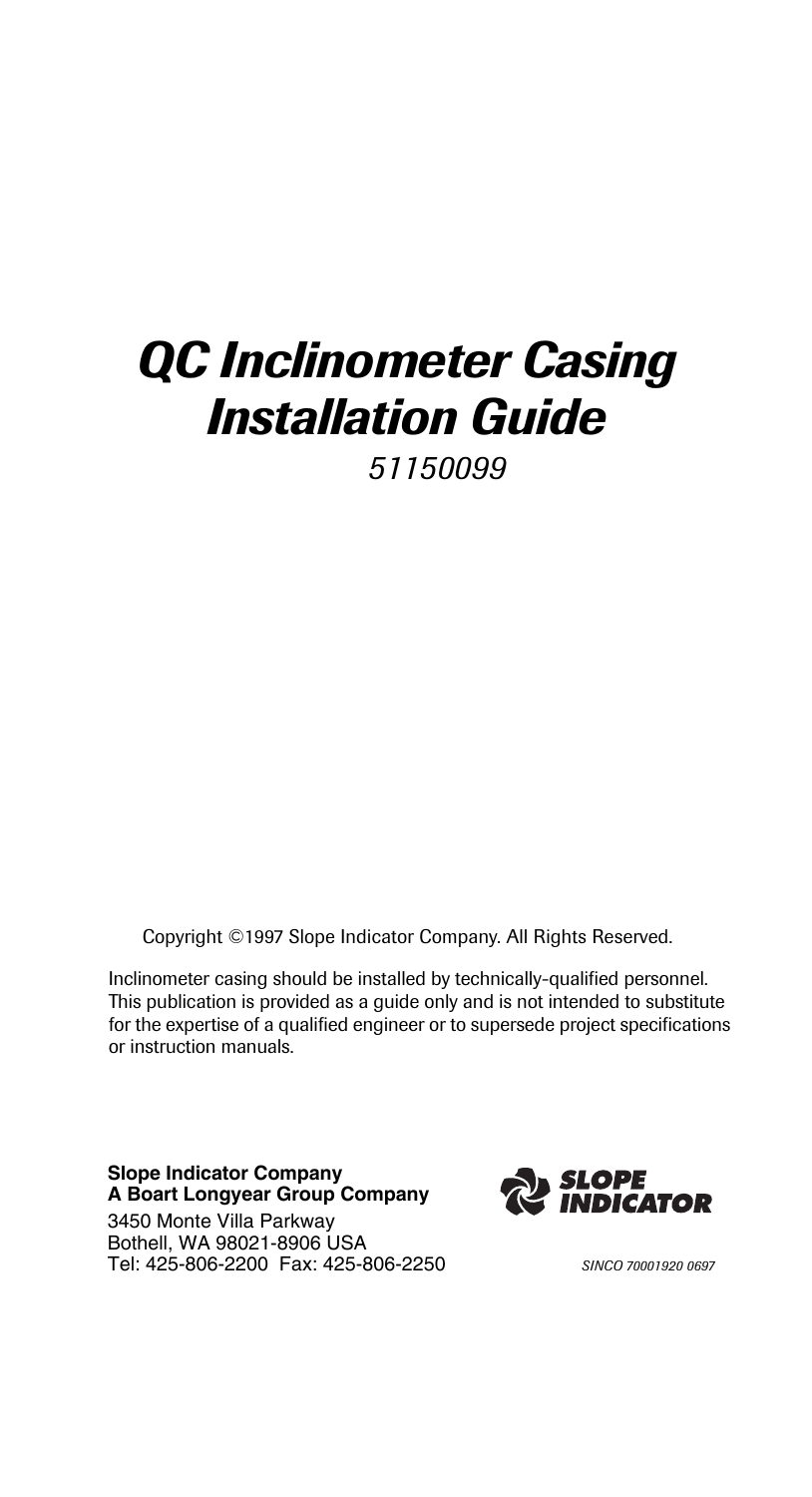# *QC Inclinometer Casing Installation Guide*

*51150099*

Copyright ©1997 Slope Indicator Company. All Rights Reserved.

Inclinometer casing should be installed by technically-qualified personnel. This publication is provided as a guide only and is not intended to substitute for the expertise of a qualified engineer or to supersede project specifications or instruction manuals.

**Slope Indicator Company**
**A Boart Longyear Group Company**
3450 Monte Villa Parkway
Bothell, WA 98021-8906 USA
Tel: 425-806-2200 Fax: 425-806-2250

SLOPE INDICATOR

*SINCO 70001920 0697*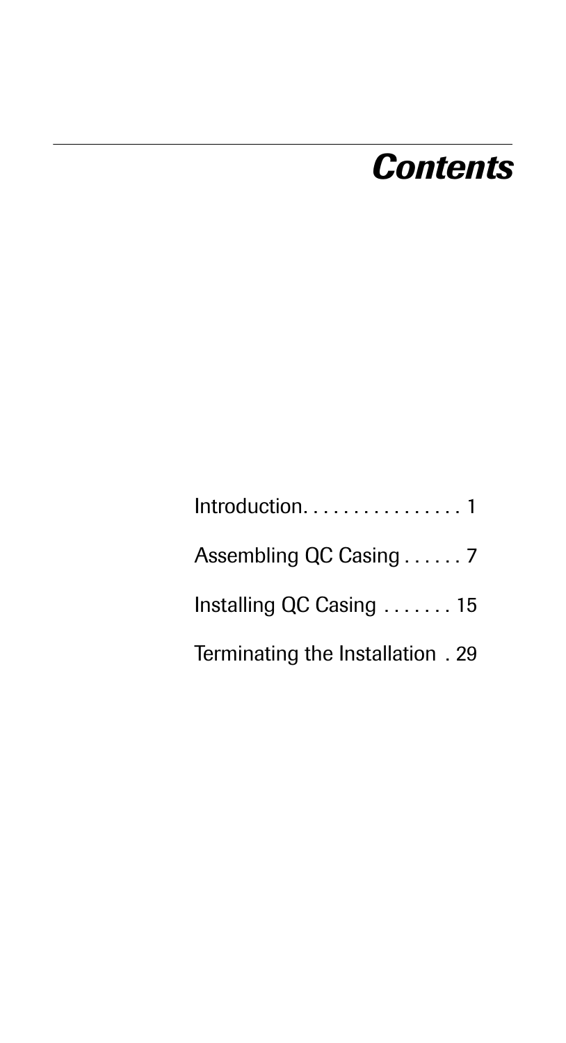# *Contents*

Introduction. . . . . . . . . . . . . . . . 1

Assembling QC Casing . . . . . . 7

Installing QC Casing . . . . . . . 15

Terminating the Installation . 29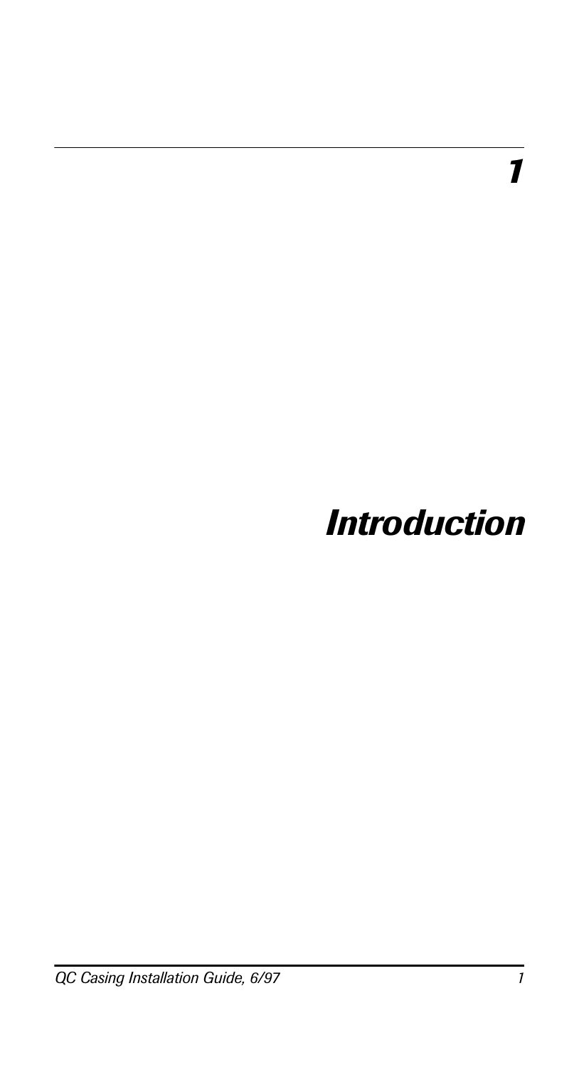# 1

# Introduction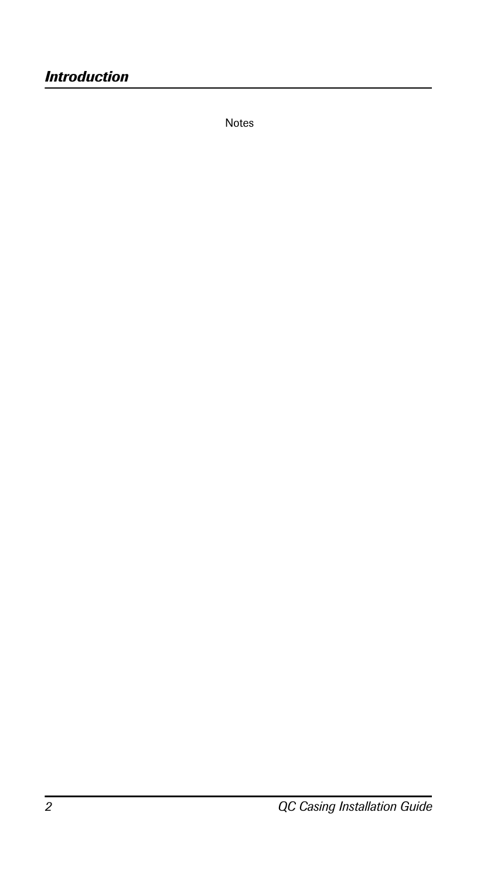Notes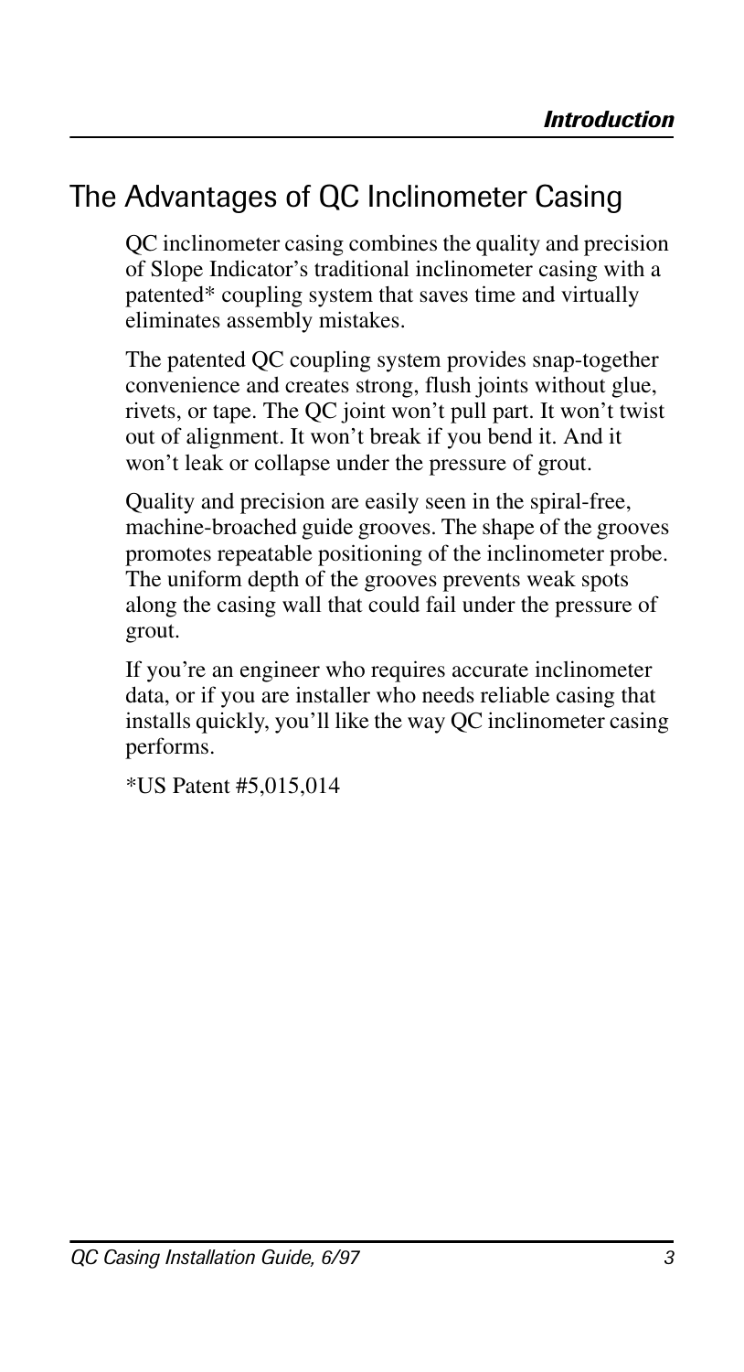## The Advantages of QC Inclinometer Casing

QC inclinometer casing combines the quality and precision of Slope Indicator's traditional inclinometer casing with a patented* coupling system that saves time and virtually eliminates assembly mistakes.

The patented QC coupling system provides snap-together convenience and creates strong, flush joints without glue, rivets, or tape. The QC joint won't pull part. It won't twist out of alignment. It won't break if you bend it. And it won't leak or collapse under the pressure of grout.

Quality and precision are easily seen in the spiral-free, machine-broached guide grooves. The shape of the grooves promotes repeatable positioning of the inclinometer probe. The uniform depth of the grooves prevents weak spots along the casing wall that could fail under the pressure of grout.

If you're an engineer who requires accurate inclinometer data, or if you are installer who needs reliable casing that installs quickly, you'll like the way QC inclinometer casing performs.

*US Patent #5,015,014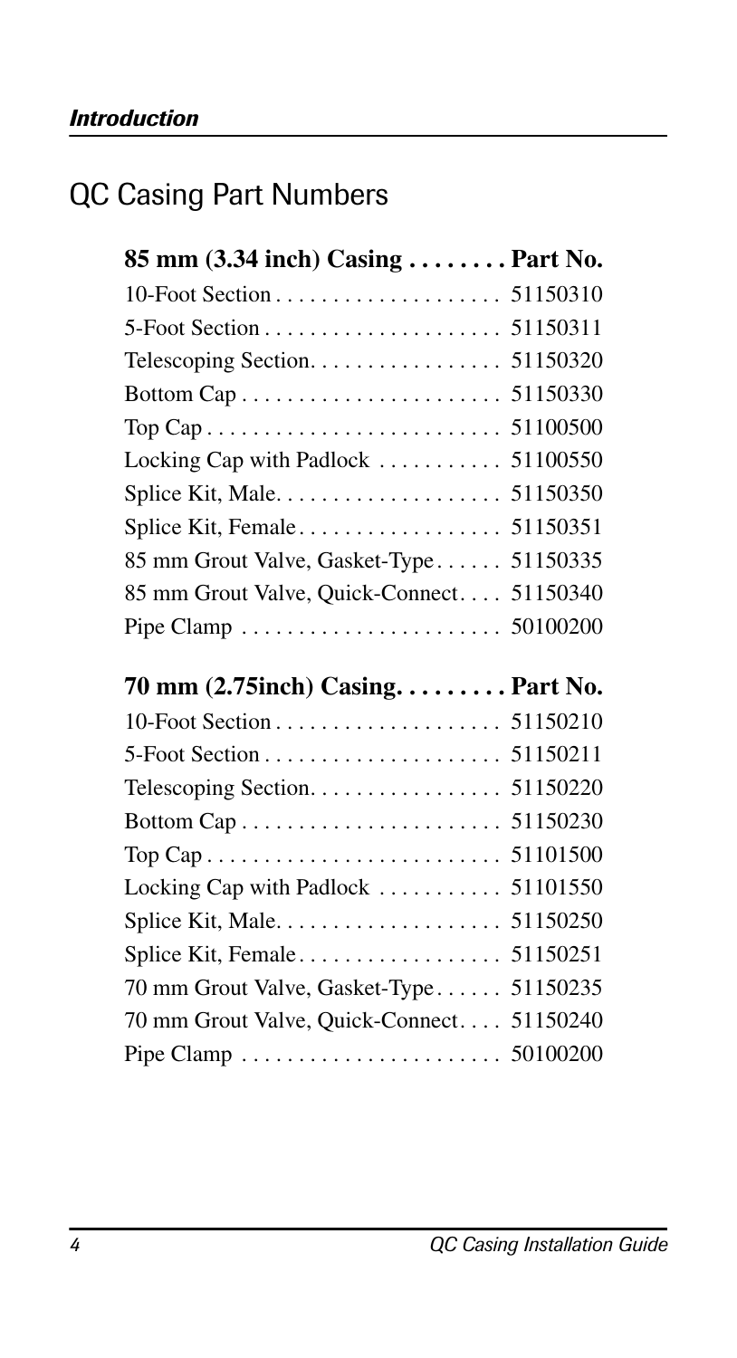## QC Casing Part Numbers

| 85 mm (3.34 inch) Casing | Part No. |
|---|---|
| 10-Foot Section | 51150310 |
| 5-Foot Section | 51150311 |
| Telescoping Section | 51150320 |
| Bottom Cap | 51150330 |
| Top Cap | 51100500 |
| Locking Cap with Padlock | 51100550 |
| Splice Kit, Male | 51150350 |
| Splice Kit, Female | 51150351 |
| 85 mm Grout Valve, Gasket-Type | 51150335 |
| 85 mm Grout Valve, Quick-Connect | 51150340 |
| Pipe Clamp | 50100200 |

| 70 mm (2.75inch) Casing | Part No. |
|---|---|
| 10-Foot Section | 51150210 |
| 5-Foot Section | 51150211 |
| Telescoping Section | 51150220 |
| Bottom Cap | 51150230 |
| Top Cap | 51101500 |
| Locking Cap with Padlock | 51101550 |
| Splice Kit, Male | 51150250 |
| Splice Kit, Female | 51150251 |
| 70 mm Grout Valve, Gasket-Type | 51150235 |
| 70 mm Grout Valve, Quick-Connect | 51150240 |
| Pipe Clamp | 50100200 |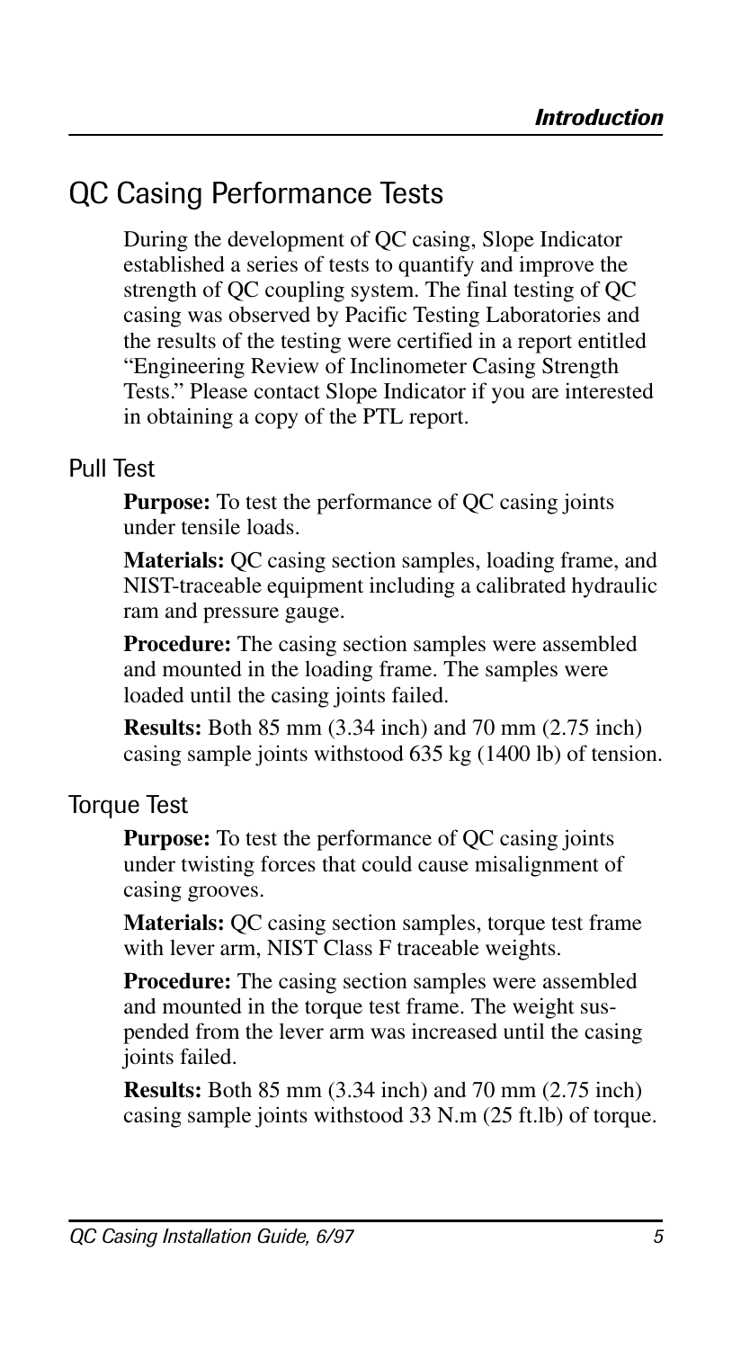## QC Casing Performance Tests

During the development of QC casing, Slope Indicator established a series of tests to quantify and improve the strength of QC coupling system. The final testing of QC casing was observed by Pacific Testing Laboratories and the results of the testing were certified in a report entitled "Engineering Review of Inclinometer Casing Strength Tests." Please contact Slope Indicator if you are interested in obtaining a copy of the PTL report.

### Pull Test

**Purpose:** To test the performance of QC casing joints under tensile loads.

**Materials:** QC casing section samples, loading frame, and NIST-traceable equipment including a calibrated hydraulic ram and pressure gauge.

**Procedure:** The casing section samples were assembled and mounted in the loading frame. The samples were loaded until the casing joints failed.

**Results:** Both 85 mm (3.34 inch) and 70 mm (2.75 inch) casing sample joints withstood 635 kg (1400 lb) of tension.

### Torque Test

**Purpose:** To test the performance of QC casing joints under twisting forces that could cause misalignment of casing grooves.

**Materials:** QC casing section samples, torque test frame with lever arm, NIST Class F traceable weights.

**Procedure:** The casing section samples were assembled and mounted in the torque test frame. The weight suspended from the lever arm was increased until the casing joints failed.

**Results:** Both 85 mm (3.34 inch) and 70 mm (2.75 inch) casing sample joints withstood 33 N.m (25 ft.lb) of torque.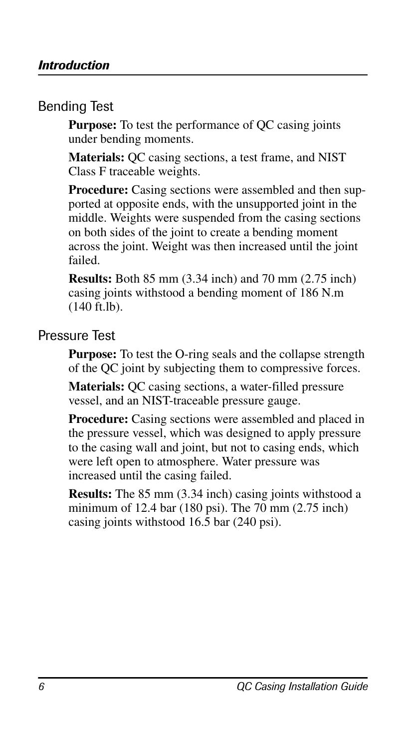## Bending Test

**Purpose:** To test the performance of QC casing joints under bending moments.

**Materials:** QC casing sections, a test frame, and NIST Class F traceable weights.

**Procedure:** Casing sections were assembled and then supported at opposite ends, with the unsupported joint in the middle. Weights were suspended from the casing sections on both sides of the joint to create a bending moment across the joint. Weight was then increased until the joint failed.

**Results:** Both 85 mm (3.34 inch) and 70 mm (2.75 inch) casing joints withstood a bending moment of 186 N.m (140 ft.lb).

## Pressure Test

**Purpose:** To test the O-ring seals and the collapse strength of the QC joint by subjecting them to compressive forces.

**Materials:** QC casing sections, a water-filled pressure vessel, and an NIST-traceable pressure gauge.

**Procedure:** Casing sections were assembled and placed in the pressure vessel, which was designed to apply pressure to the casing wall and joint, but not to casing ends, which were left open to atmosphere. Water pressure was increased until the casing failed.

**Results:** The 85 mm (3.34 inch) casing joints withstood a minimum of 12.4 bar (180 psi). The 70 mm (2.75 inch) casing joints withstood 16.5 bar (240 psi).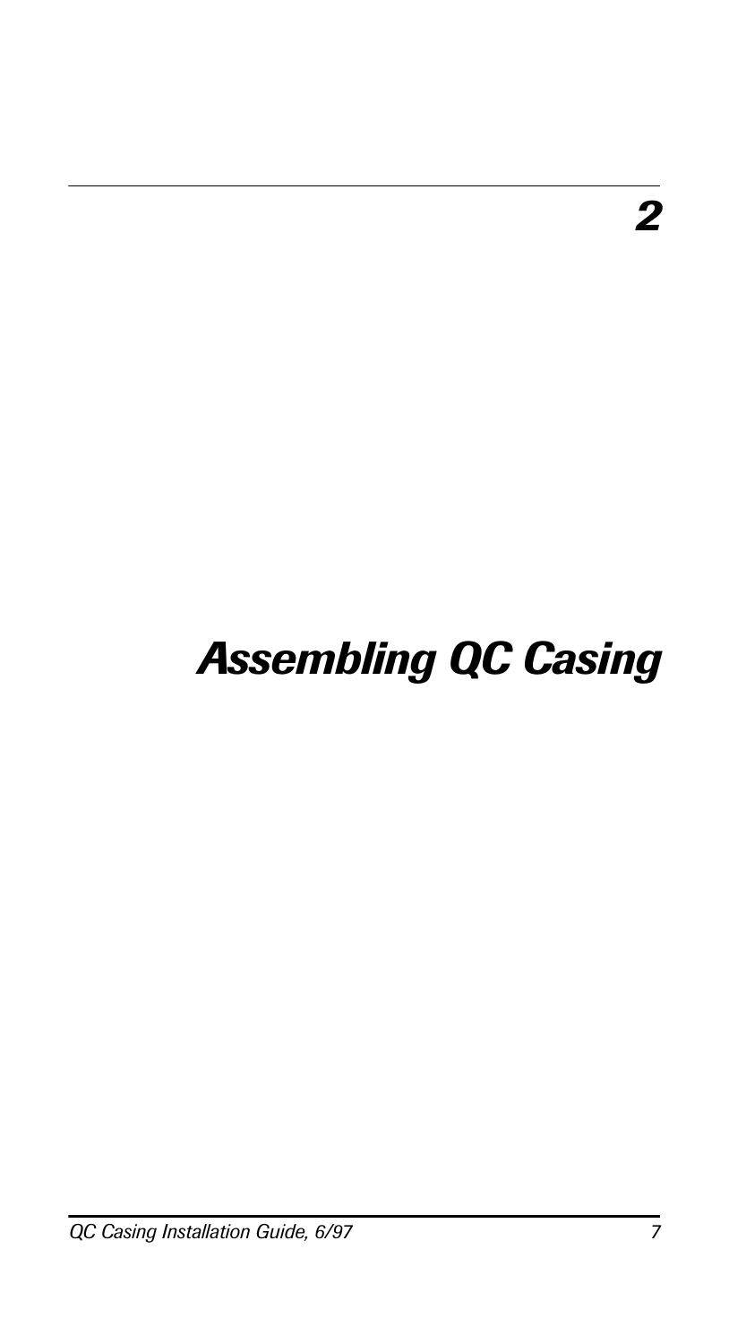# 2

# Assembling QC Casing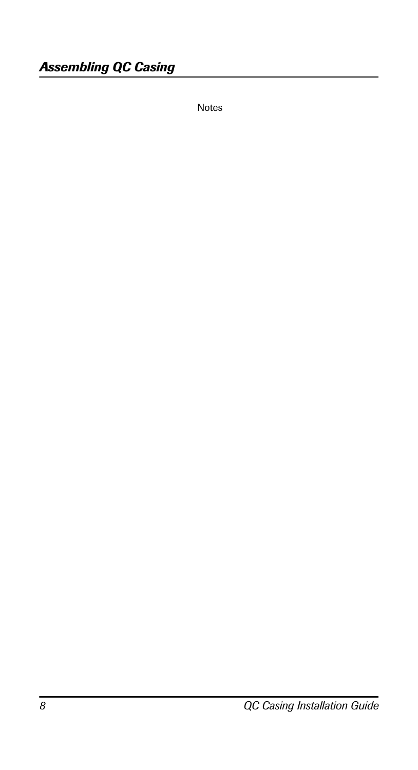Notes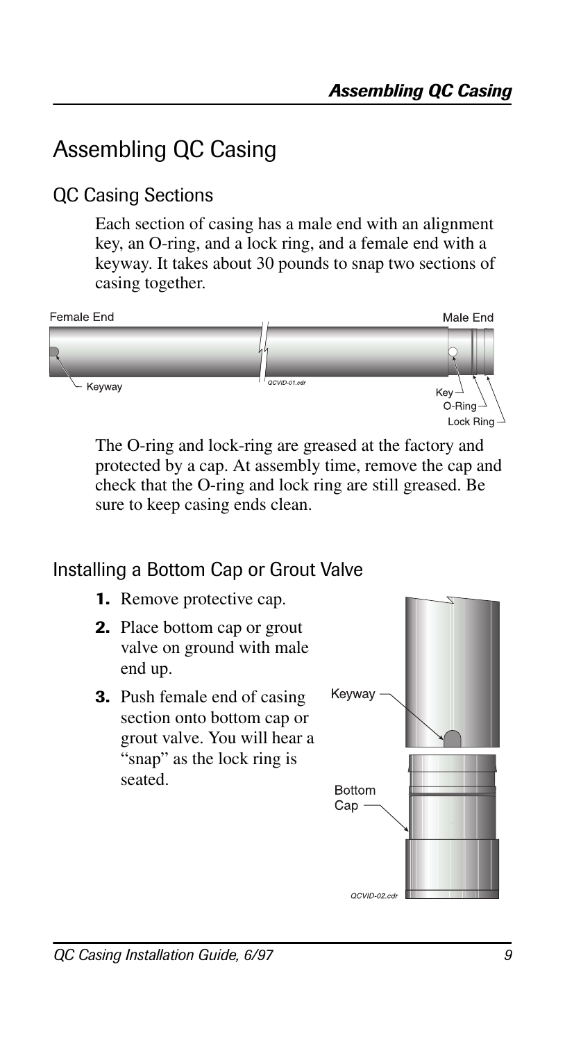# Assembling QC Casing

## QC Casing Sections

Each section of casing has a male end with an alignment key, an O-ring, and a lock ring, and a female end with a keyway. It takes about 30 pounds to snap two sections of casing together.

The O-ring and lock-ring are greased at the factory and protected by a cap. At assembly time, remove the cap and check that the O-ring and lock ring are still greased. Be sure to keep casing ends clean.

## Installing a Bottom Cap or Grout Valve

1. Remove protective cap.
2. Place bottom cap or grout valve on ground with male end up.
3. Push female end of casing section onto bottom cap or grout valve. You will hear a "snap" as the lock ring is seated.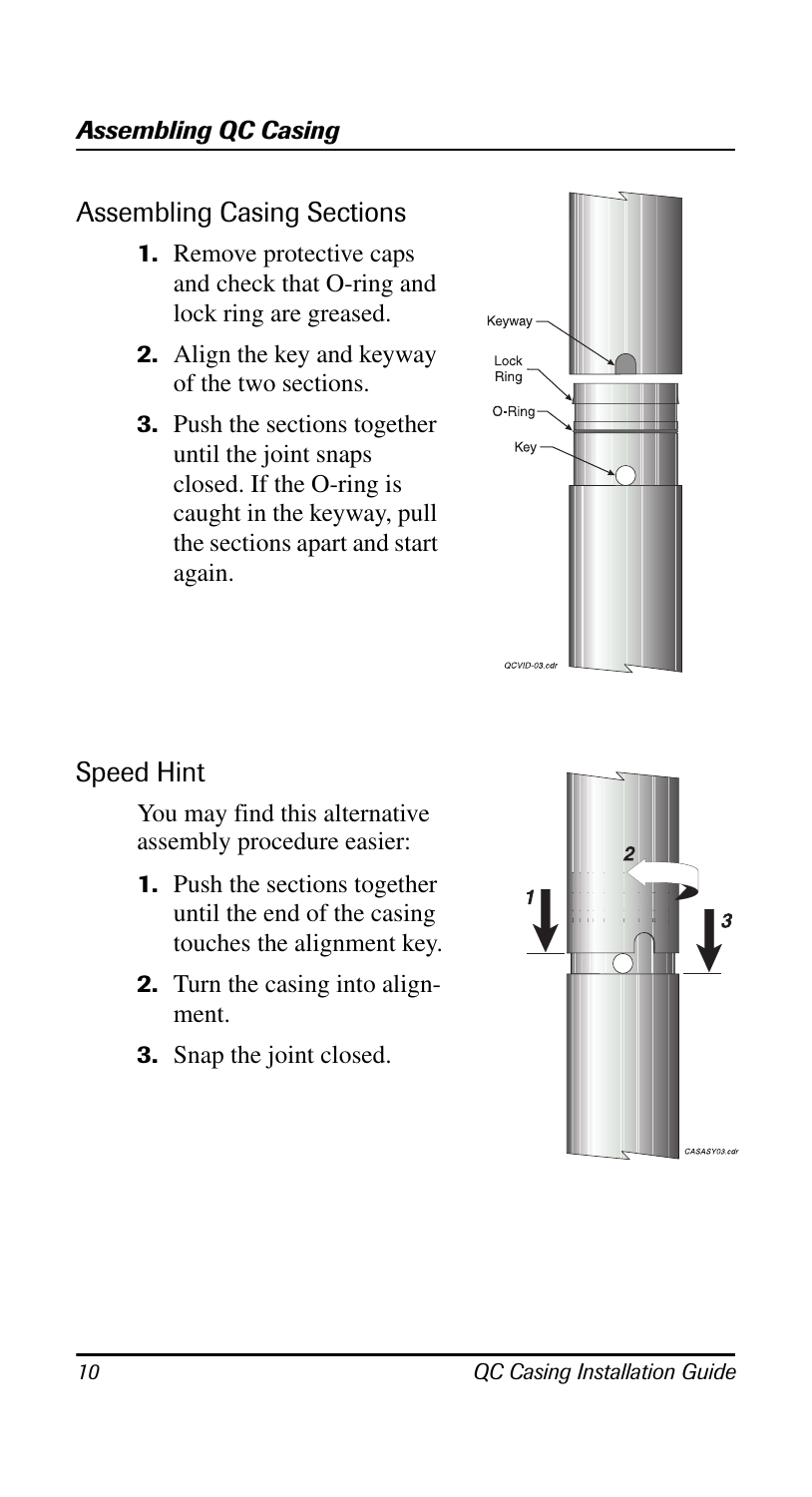## Assembling Casing Sections

1. Remove protective caps and check that O-ring and lock ring are greased.
2. Align the key and keyway of the two sections.
3. Push the sections together until the joint snaps closed. If the O-ring is caught in the keyway, pull the sections apart and start again.

## Speed Hint

You may find this alternative assembly procedure easier:

1. Push the sections together until the end of the casing touches the alignment key.
2. Turn the casing into alignment.
3. Snap the joint closed.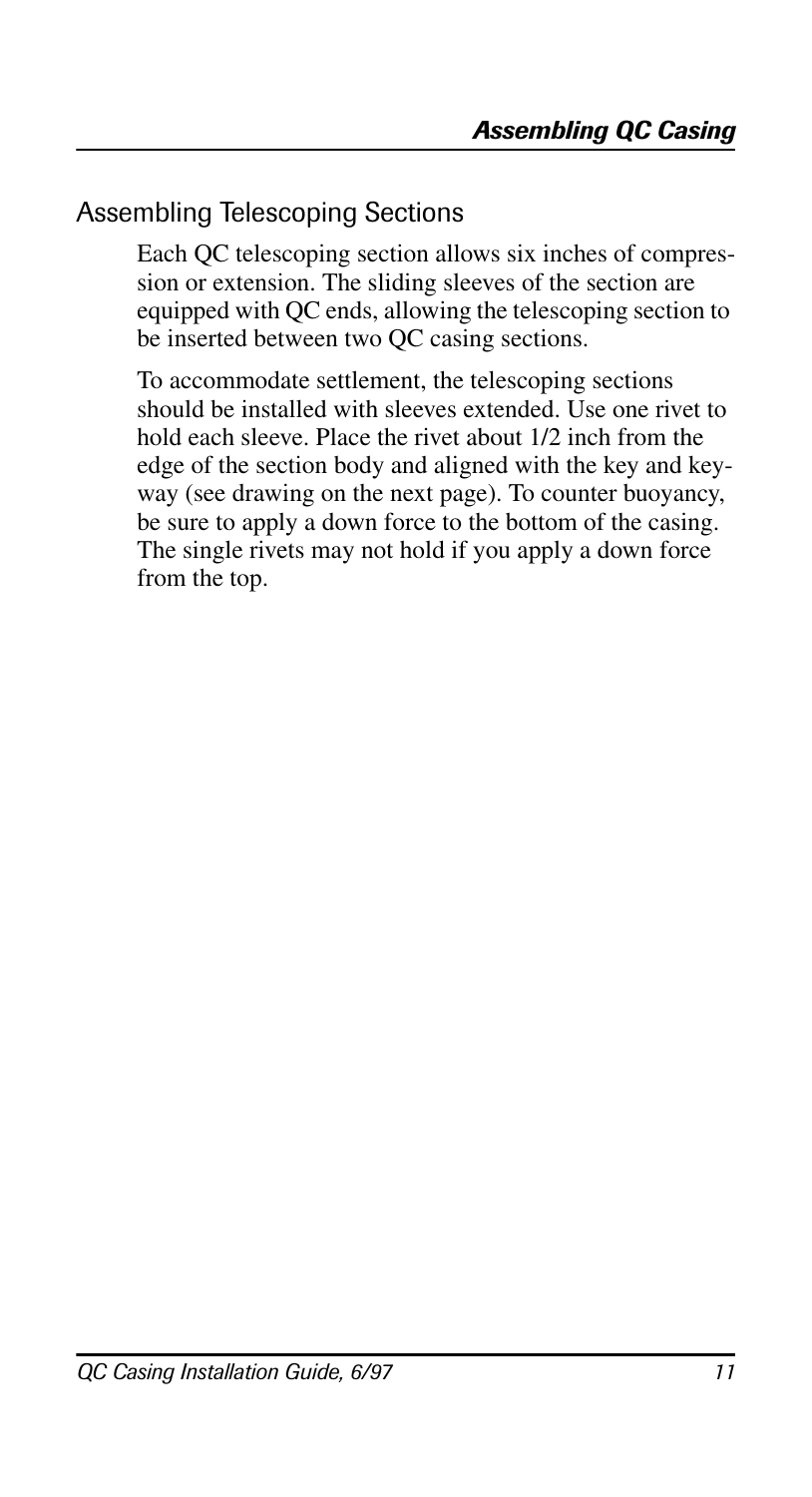## Assembling Telescoping Sections

Each QC telescoping section allows six inches of compression or extension. The sliding sleeves of the section are equipped with QC ends, allowing the telescoping section to be inserted between two QC casing sections.

To accommodate settlement, the telescoping sections should be installed with sleeves extended. Use one rivet to hold each sleeve. Place the rivet about 1/2 inch from the edge of the section body and aligned with the key and keyway (see drawing on the next page). To counter buoyancy, be sure to apply a down force to the bottom of the casing. The single rivets may not hold if you apply a down force from the top.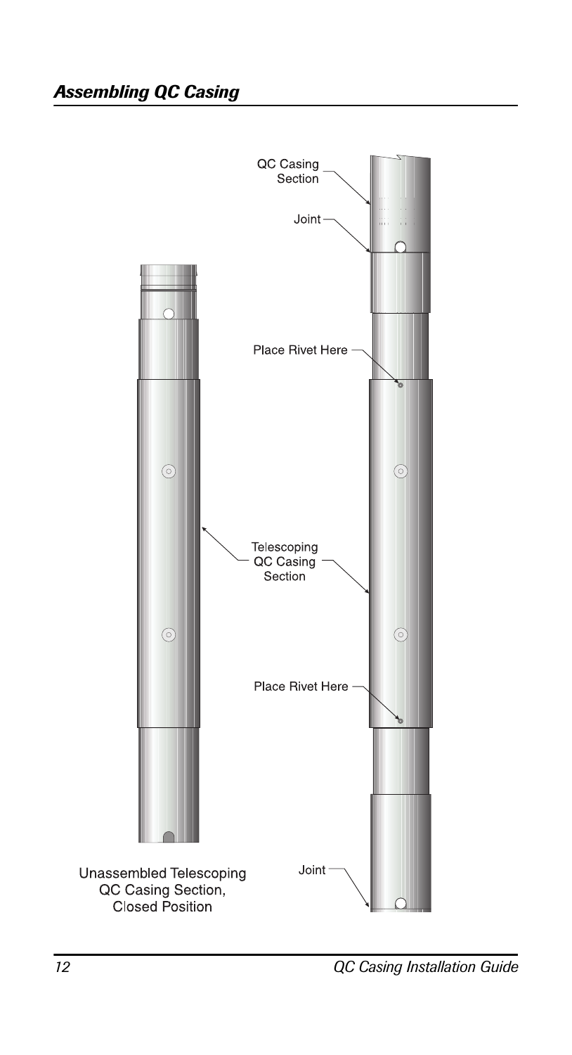## Assembling QC Casing

QC Casing Section

Joint

Place Rivet Here

Telescoping QC Casing Section

Place Rivet Here

Joint

Unassembled Telescoping QC Casing Section, Closed Position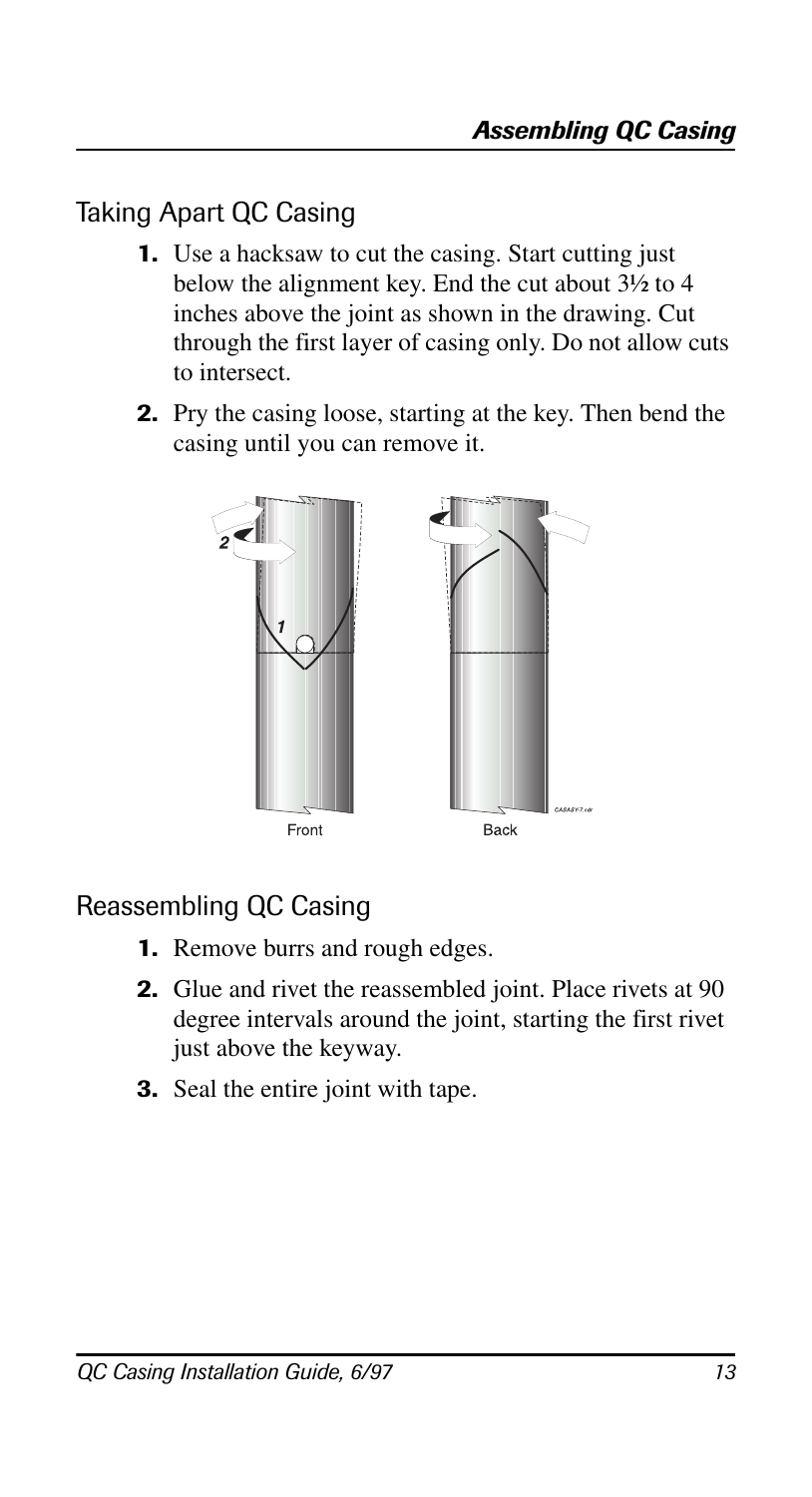## Taking Apart QC Casing

1. Use a hacksaw to cut the casing. Start cutting just below the alignment key. End the cut about 3½ to 4 inches above the joint as shown in the drawing. Cut through the first layer of casing only. Do not allow cuts to intersect.
2. Pry the casing loose, starting at the key. Then bend the casing until you can remove it.

Front Back

## Reassembling QC Casing

1. Remove burrs and rough edges.
2. Glue and rivet the reassembled joint. Place rivets at 90 degree intervals around the joint, starting the first rivet just above the keyway.
3. Seal the entire joint with tape.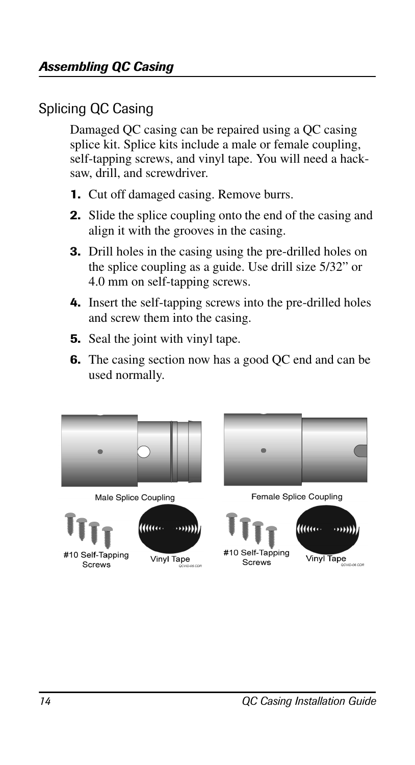## Splicing QC Casing

Damaged QC casing can be repaired using a QC casing splice kit. Splice kits include a male or female coupling, self-tapping screws, and vinyl tape. You will need a hacksaw, drill, and screwdriver.

1. Cut off damaged casing. Remove burrs.
2. Slide the splice coupling onto the end of the casing and align it with the grooves in the casing.
3. Drill holes in the casing using the pre-drilled holes on the splice coupling as a guide. Use drill size 5/32" or 4.0 mm on self-tapping screws.
4. Insert the self-tapping screws into the pre-drilled holes and screw them into the casing.
5. Seal the joint with vinyl tape.
6. The casing section now has a good QC end and can be used normally.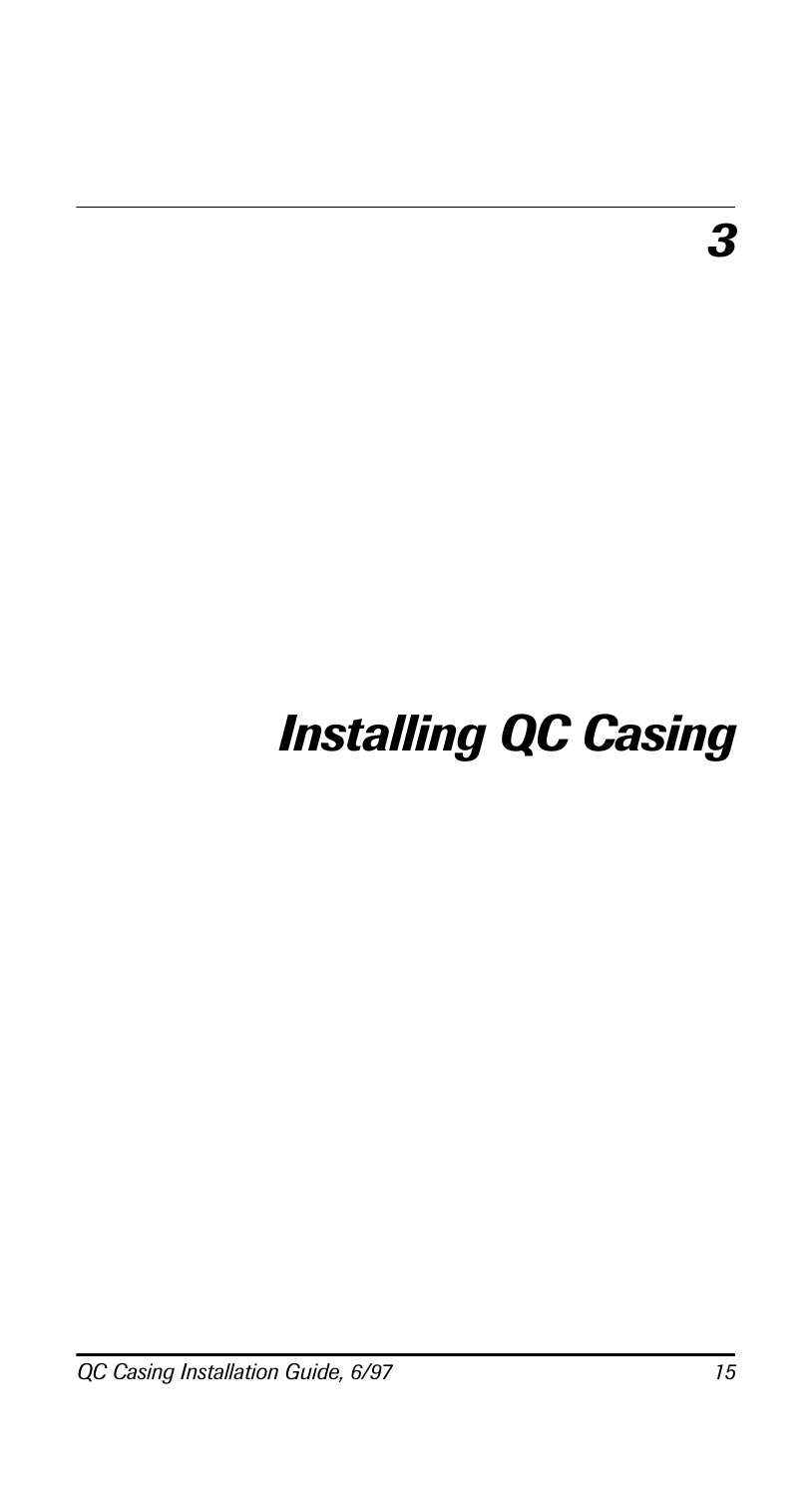# 3

# Installing QC Casing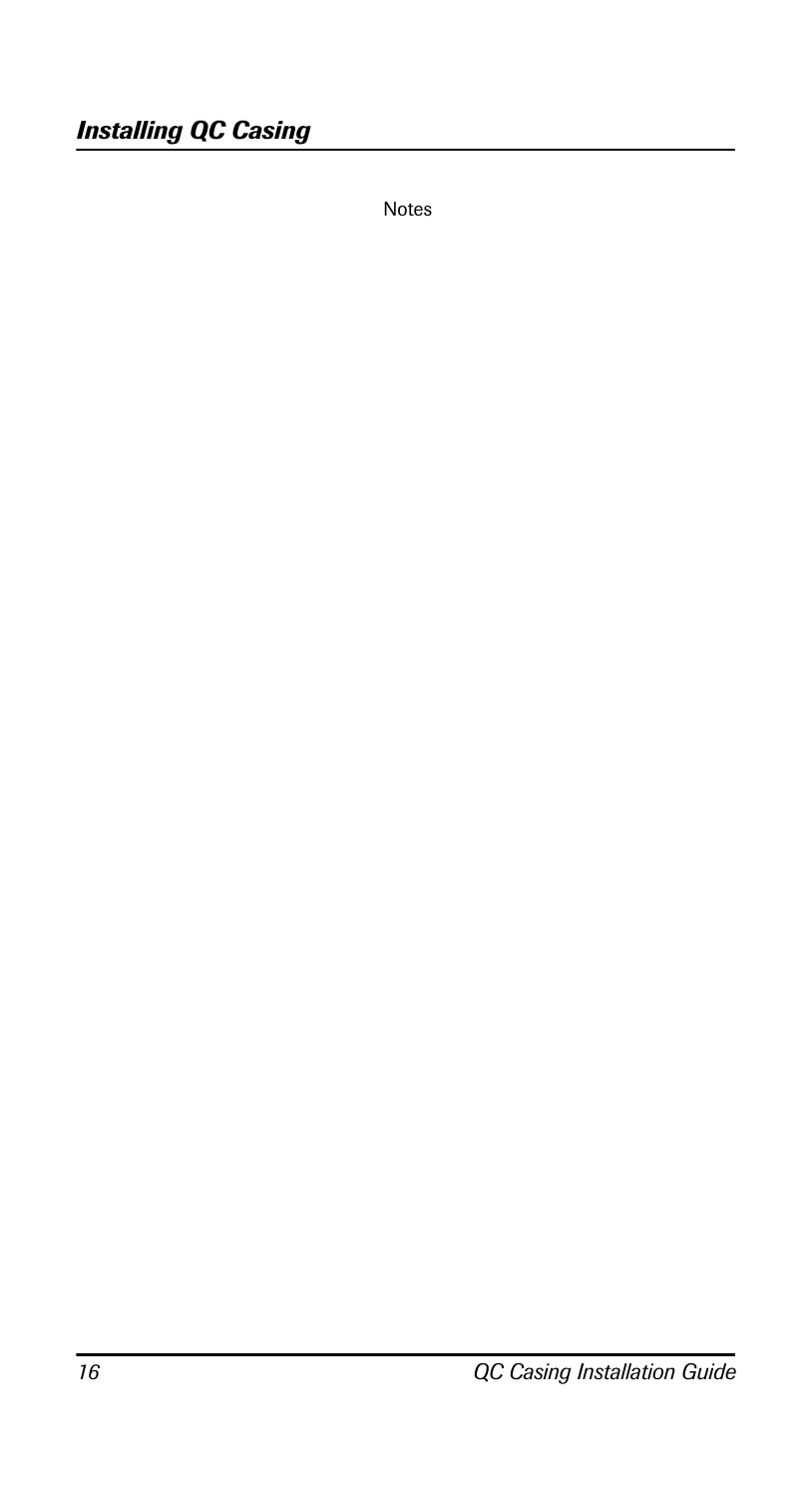Notes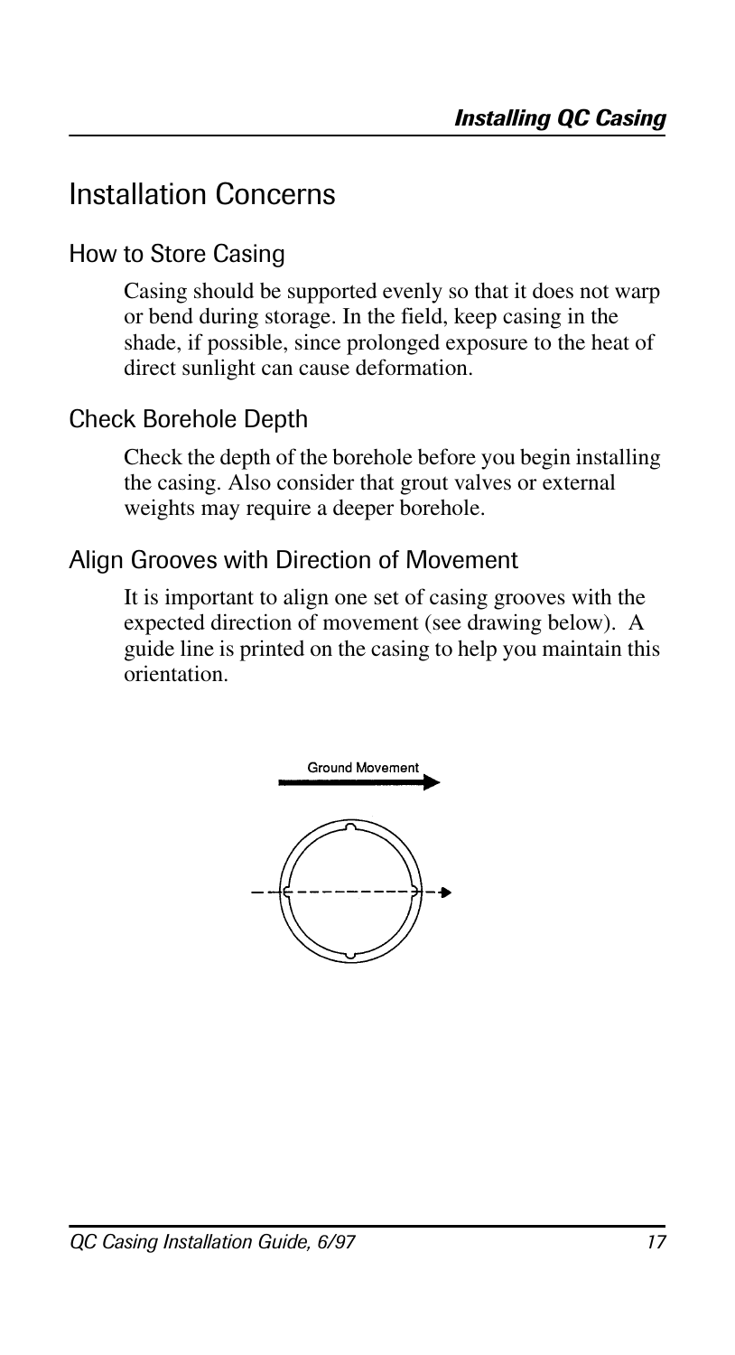## Installation Concerns

### How to Store Casing

Casing should be supported evenly so that it does not warp or bend during storage. In the field, keep casing in the shade, if possible, since prolonged exposure to the heat of direct sunlight can cause deformation.

### Check Borehole Depth

Check the depth of the borehole before you begin installing the casing. Also consider that grout valves or external weights may require a deeper borehole.

### Align Grooves with Direction of Movement

It is important to align one set of casing grooves with the expected direction of movement (see drawing below). A guide line is printed on the casing to help you maintain this orientation.

Ground Movement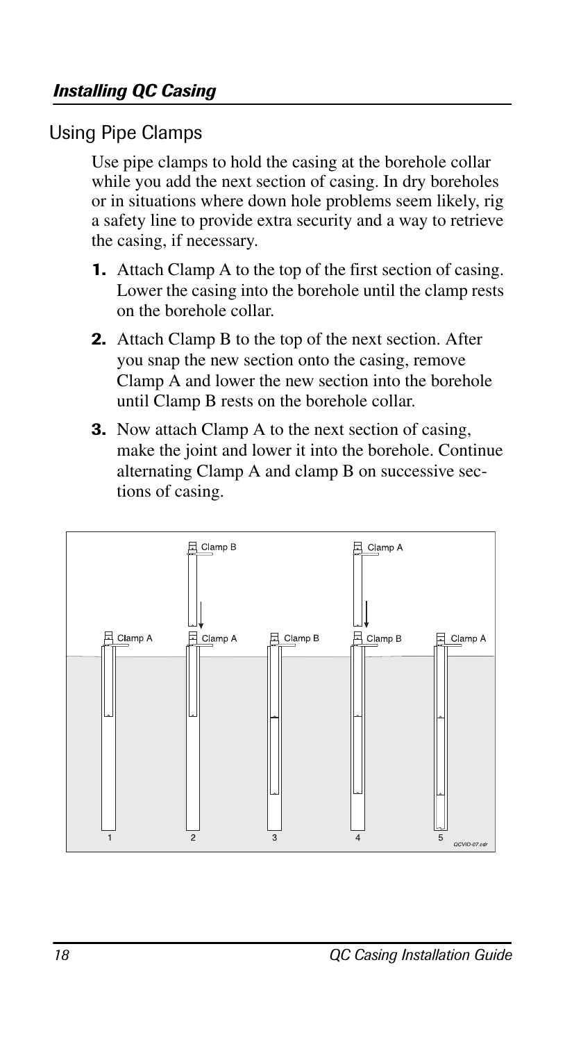## Using Pipe Clamps

Use pipe clamps to hold the casing at the borehole collar while you add the next section of casing. In dry boreholes or in situations where down hole problems seem likely, rig a safety line to provide extra security and a way to retrieve the casing, if necessary.

1. Attach Clamp A to the top of the first section of casing. Lower the casing into the borehole until the clamp rests on the borehole collar.
2. Attach Clamp B to the top of the next section. After you snap the new section onto the casing, remove Clamp A and lower the new section into the borehole until Clamp B rests on the borehole collar.
3. Now attach Clamp A to the next section of casing, make the joint and lower it into the borehole. Continue alternating Clamp A and clamp B on successive sections of casing.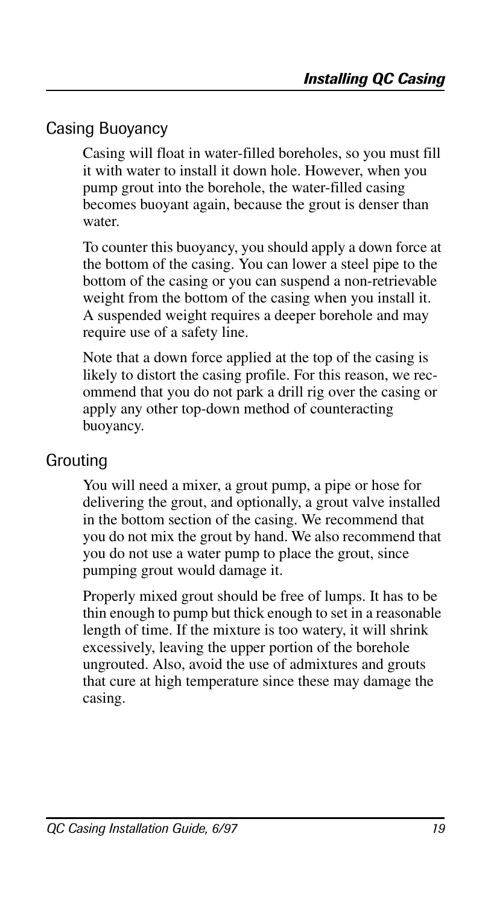## Casing Buoyancy

Casing will float in water-filled boreholes, so you must fill it with water to install it down hole. However, when you pump grout into the borehole, the water-filled casing becomes buoyant again, because the grout is denser than water.

To counter this buoyancy, you should apply a down force at the bottom of the casing. You can lower a steel pipe to the bottom of the casing or you can suspend a non-retrievable weight from the bottom of the casing when you install it. A suspended weight requires a deeper borehole and may require use of a safety line.

Note that a down force applied at the top of the casing is likely to distort the casing profile. For this reason, we recommend that you do not park a drill rig over the casing or apply any other top-down method of counteracting buoyancy.

## Grouting

You will need a mixer, a grout pump, a pipe or hose for delivering the grout, and optionally, a grout valve installed in the bottom section of the casing. We recommend that you do not mix the grout by hand. We also recommend that you do not use a water pump to place the grout, since pumping grout would damage it.

Properly mixed grout should be free of lumps. It has to be thin enough to pump but thick enough to set in a reasonable length of time. If the mixture is too watery, it will shrink excessively, leaving the upper portion of the borehole ungrouted. Also, avoid the use of admixtures and grouts that cure at high temperature since these may damage the casing.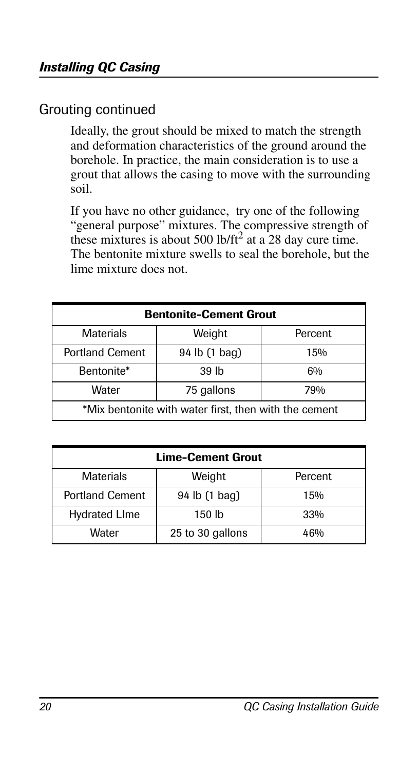## Grouting continued

Ideally, the grout should be mixed to match the strength and deformation characteristics of the ground around the borehole. In practice, the main consideration is to use a grout that allows the casing to move with the surrounding soil.

If you have no other guidance, try one of the following "general purpose" mixtures. The compressive strength of these mixtures is about 500 lb/ft$^2$ at a 28 day cure time. The bentonite mixture swells to seal the borehole, but the lime mixture does not.

| **Bentonite-Cement Grout** | | |
|---|---|---|
| Materials | Weight | Percent |
| Portland Cement | 94 lb (1 bag) | 15% |
| Bentonite* | 39 lb | 6% |
| Water | 75 gallons | 79% |
| *Mix bentonite with water first, then with the cement | | |

| **Lime-Cement Grout** | | |
|---|---|---|
| Materials | Weight | Percent |
| Portland Cement | 94 lb (1 bag) | 15% |
| Hydrated LIme | 150 lb | 33% |
| Water | 25 to 30 gallons | 46% |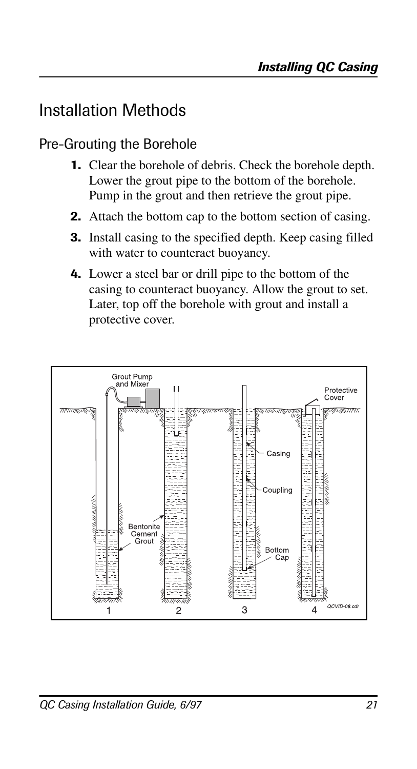## Installation Methods

### Pre-Grouting the Borehole

1. Clear the borehole of debris. Check the borehole depth. Lower the grout pipe to the bottom of the borehole. Pump in the grout and then retrieve the grout pipe.
2. Attach the bottom cap to the bottom section of casing.
3. Install casing to the specified depth. Keep casing filled with water to counteract buoyancy.
4. Lower a steel bar or drill pipe to the bottom of the casing to counteract buoyancy. Allow the grout to set. Later, top off the borehole with grout and install a protective cover.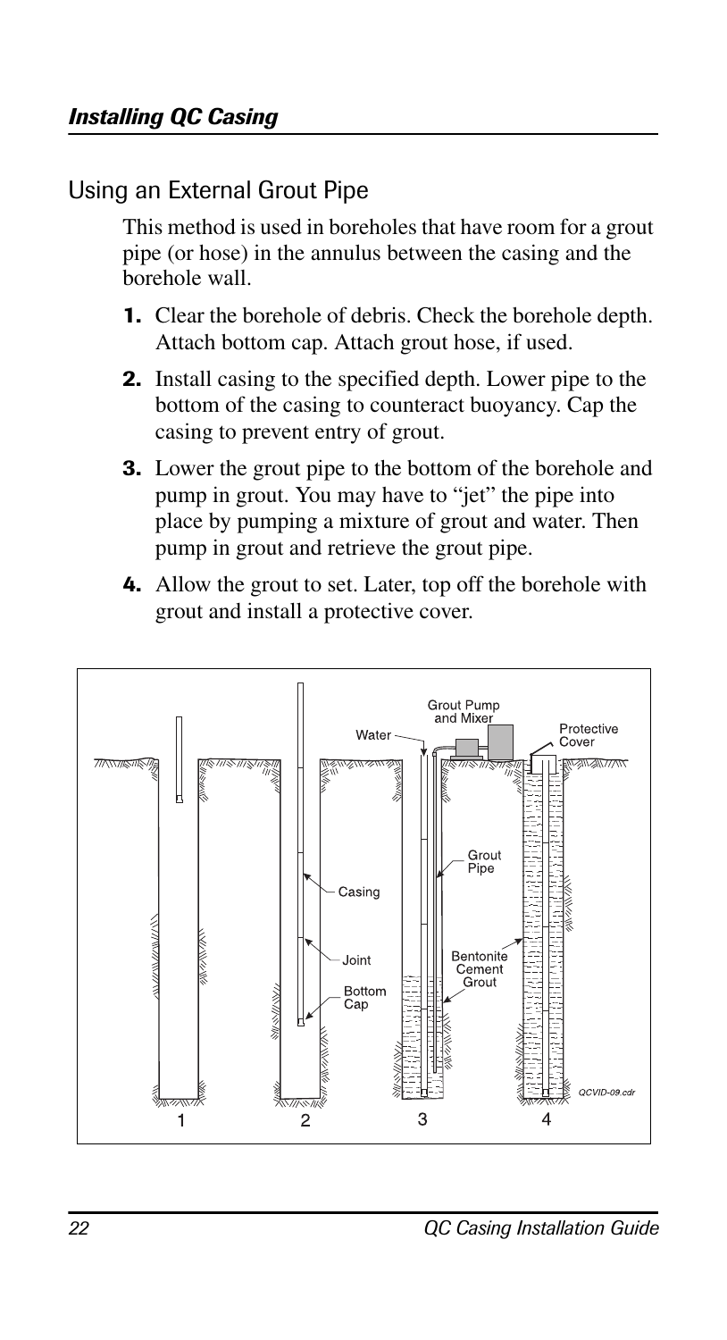## Using an External Grout Pipe

This method is used in boreholes that have room for a grout pipe (or hose) in the annulus between the casing and the borehole wall.

1. Clear the borehole of debris. Check the borehole depth. Attach bottom cap. Attach grout hose, if used.
2. Install casing to the specified depth. Lower pipe to the bottom of the casing to counteract buoyancy. Cap the casing to prevent entry of grout.
3. Lower the grout pipe to the bottom of the borehole and pump in grout. You may have to "jet" the pipe into place by pumping a mixture of grout and water. Then pump in grout and retrieve the grout pipe.
4. Allow the grout to set. Later, top off the borehole with grout and install a protective cover.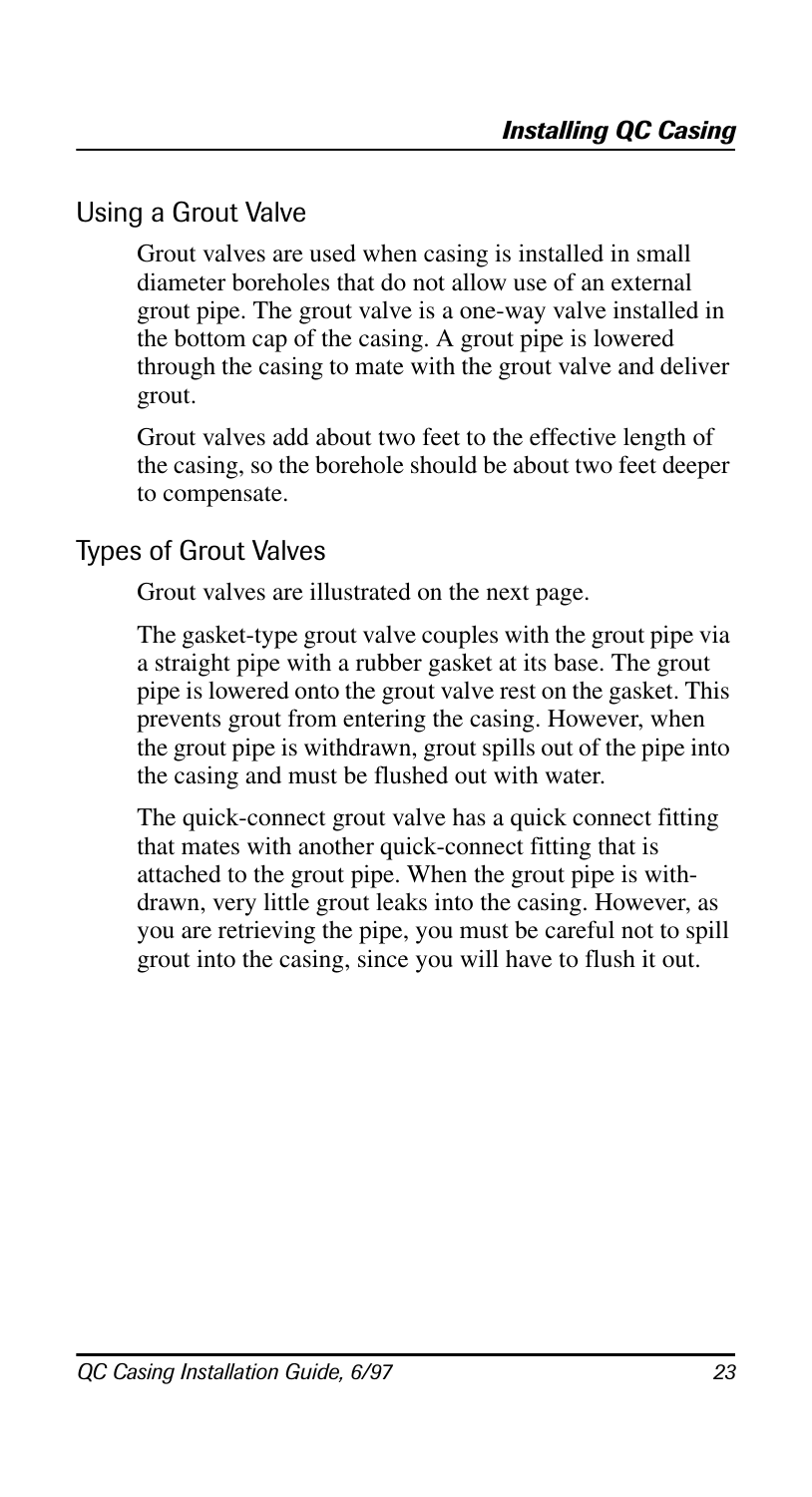## Using a Grout Valve

Grout valves are used when casing is installed in small diameter boreholes that do not allow use of an external grout pipe. The grout valve is a one-way valve installed in the bottom cap of the casing. A grout pipe is lowered through the casing to mate with the grout valve and deliver grout.

Grout valves add about two feet to the effective length of the casing, so the borehole should be about two feet deeper to compensate.

## Types of Grout Valves

Grout valves are illustrated on the next page.

The gasket-type grout valve couples with the grout pipe via a straight pipe with a rubber gasket at its base. The grout pipe is lowered onto the grout valve rest on the gasket. This prevents grout from entering the casing. However, when the grout pipe is withdrawn, grout spills out of the pipe into the casing and must be flushed out with water.

The quick-connect grout valve has a quick connect fitting that mates with another quick-connect fitting that is attached to the grout pipe. When the grout pipe is withdrawn, very little grout leaks into the casing. However, as you are retrieving the pipe, you must be careful not to spill grout into the casing, since you will have to flush it out.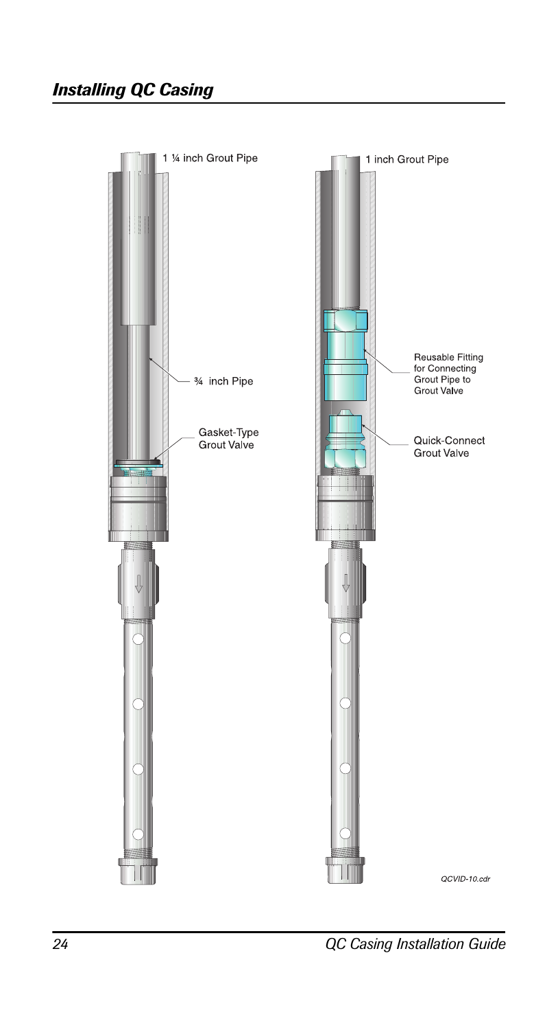## Installing QC Casing

1 ¼ inch Grout Pipe

¾ inch Pipe

Gasket-Type Grout Valve

1 inch Grout Pipe

Reusable Fitting for Connecting Grout Pipe to Grout Valve

Quick-Connect Grout Valve

QCVID-10.cdr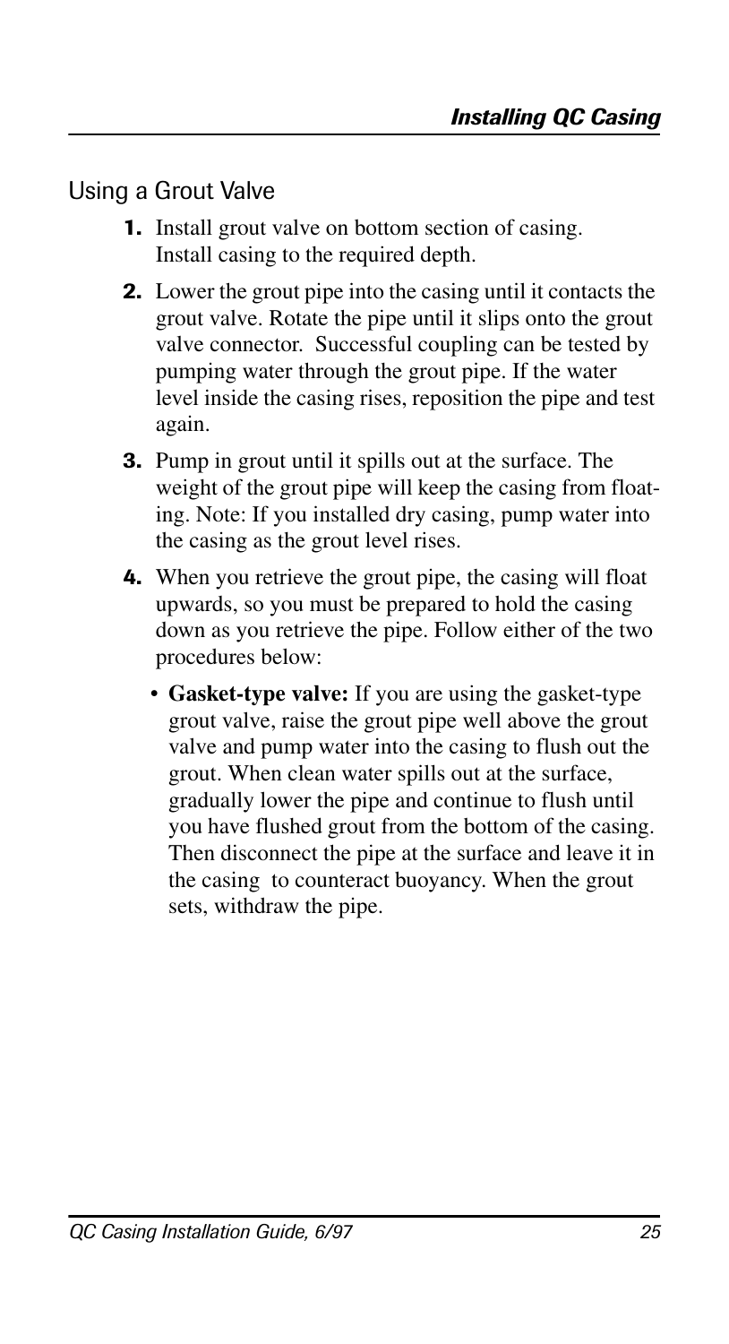## Using a Grout Valve

1. Install grout valve on bottom section of casing. Install casing to the required depth.
2. Lower the grout pipe into the casing until it contacts the grout valve. Rotate the pipe until it slips onto the grout valve connector. Successful coupling can be tested by pumping water through the grout pipe. If the water level inside the casing rises, reposition the pipe and test again.
3. Pump in grout until it spills out at the surface. The weight of the grout pipe will keep the casing from floating. Note: If you installed dry casing, pump water into the casing as the grout level rises.
4. When you retrieve the grout pipe, the casing will float upwards, so you must be prepared to hold the casing down as you retrieve the pipe. Follow either of the two procedures below:
   - **Gasket-type valve:** If you are using the gasket-type grout valve, raise the grout pipe well above the grout valve and pump water into the casing to flush out the grout. When clean water spills out at the surface, gradually lower the pipe and continue to flush until you have flushed grout from the bottom of the casing. Then disconnect the pipe at the surface and leave it in the casing to counteract buoyancy. When the grout sets, withdraw the pipe.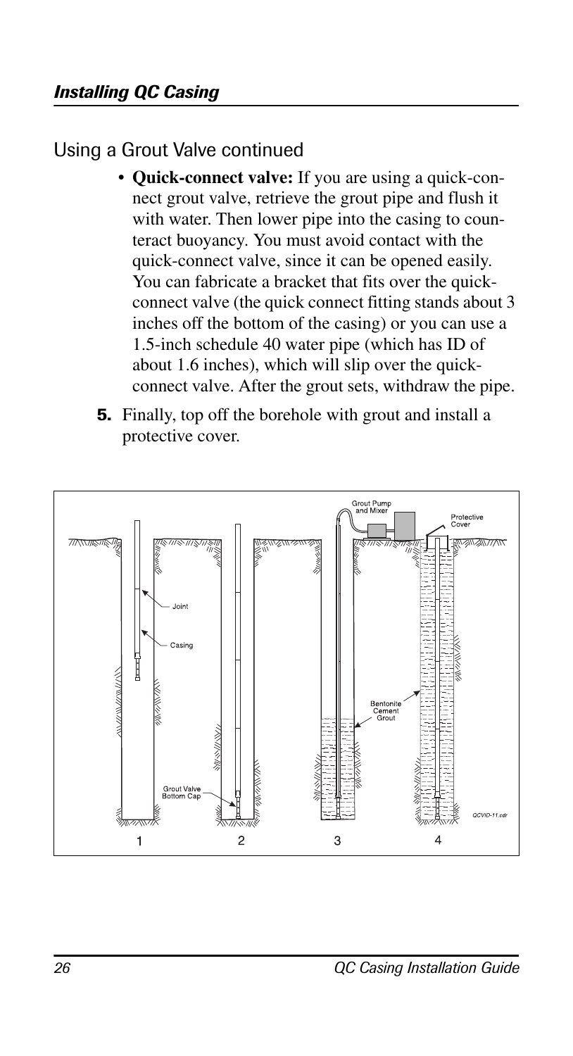## Using a Grout Valve continued

- **Quick-connect valve:** If you are using a quick-connect grout valve, retrieve the grout pipe and flush it with water. Then lower pipe into the casing to counteract buoyancy. You must avoid contact with the quick-connect valve, since it can be opened easily. You can fabricate a bracket that fits over the quick-connect valve (the quick connect fitting stands about 3 inches off the bottom of the casing) or you can use a 1.5-inch schedule 40 water pipe (which has ID of about 1.6 inches), which will slip over the quick-connect valve. After the grout sets, withdraw the pipe.

5. Finally, top off the borehole with grout and install a protective cover.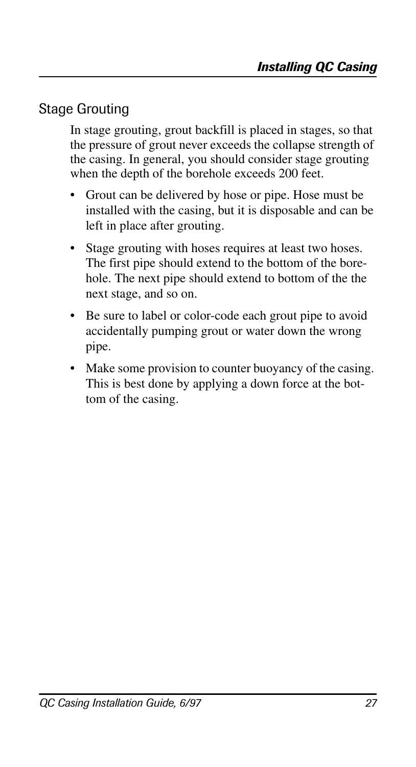## Stage Grouting

In stage grouting, grout backfill is placed in stages, so that the pressure of grout never exceeds the collapse strength of the casing. In general, you should consider stage grouting when the depth of the borehole exceeds 200 feet.

- Grout can be delivered by hose or pipe. Hose must be installed with the casing, but it is disposable and can be left in place after grouting.
- Stage grouting with hoses requires at least two hoses. The first pipe should extend to the bottom of the borehole. The next pipe should extend to bottom of the the next stage, and so on.
- Be sure to label or color-code each grout pipe to avoid accidentally pumping grout or water down the wrong pipe.
- Make some provision to counter buoyancy of the casing. This is best done by applying a down force at the bottom of the casing.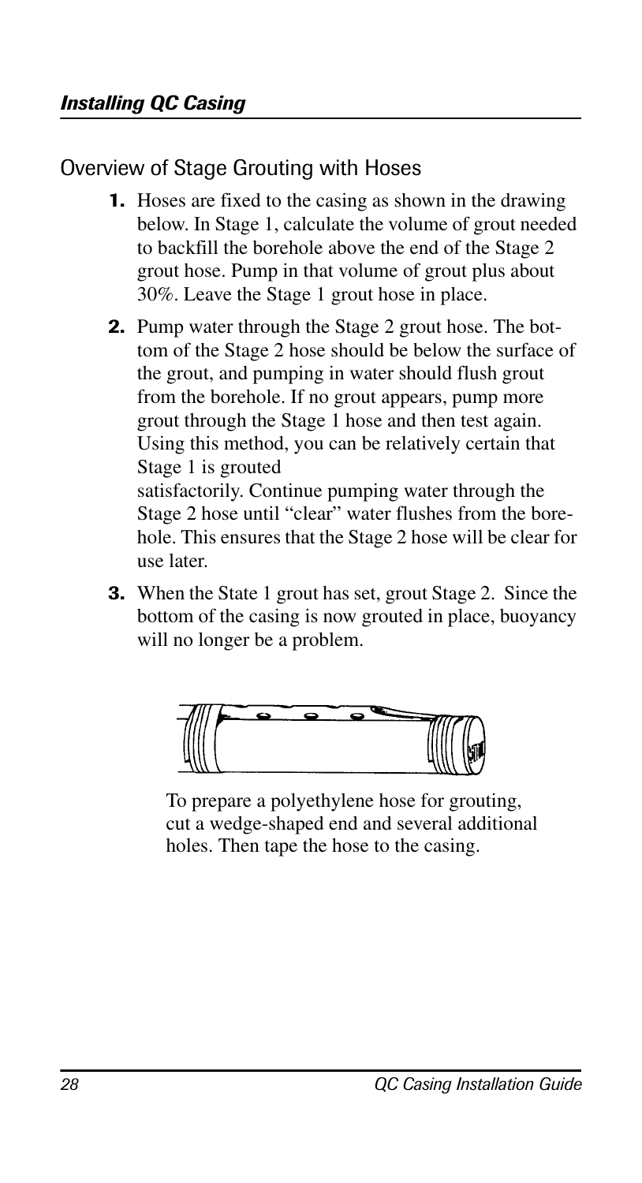## Overview of Stage Grouting with Hoses

1. Hoses are fixed to the casing as shown in the drawing below. In Stage 1, calculate the volume of grout needed to backfill the borehole above the end of the Stage 2 grout hose. Pump in that volume of grout plus about 30%. Leave the Stage 1 grout hose in place.
2. Pump water through the Stage 2 grout hose. The bottom of the Stage 2 hose should be below the surface of the grout, and pumping in water should flush grout from the borehole. If no grout appears, pump more grout through the Stage 1 hose and then test again. Using this method, you can be relatively certain that Stage 1 is grouted satisfactorily. Continue pumping water through the Stage 2 hose until "clear" water flushes from the borehole. This ensures that the Stage 2 hose will be clear for use later.
3. When the State 1 grout has set, grout Stage 2. Since the bottom of the casing is now grouted in place, buoyancy will no longer be a problem.

To prepare a polyethylene hose for grouting, cut a wedge-shaped end and several additional holes. Then tape the hose to the casing.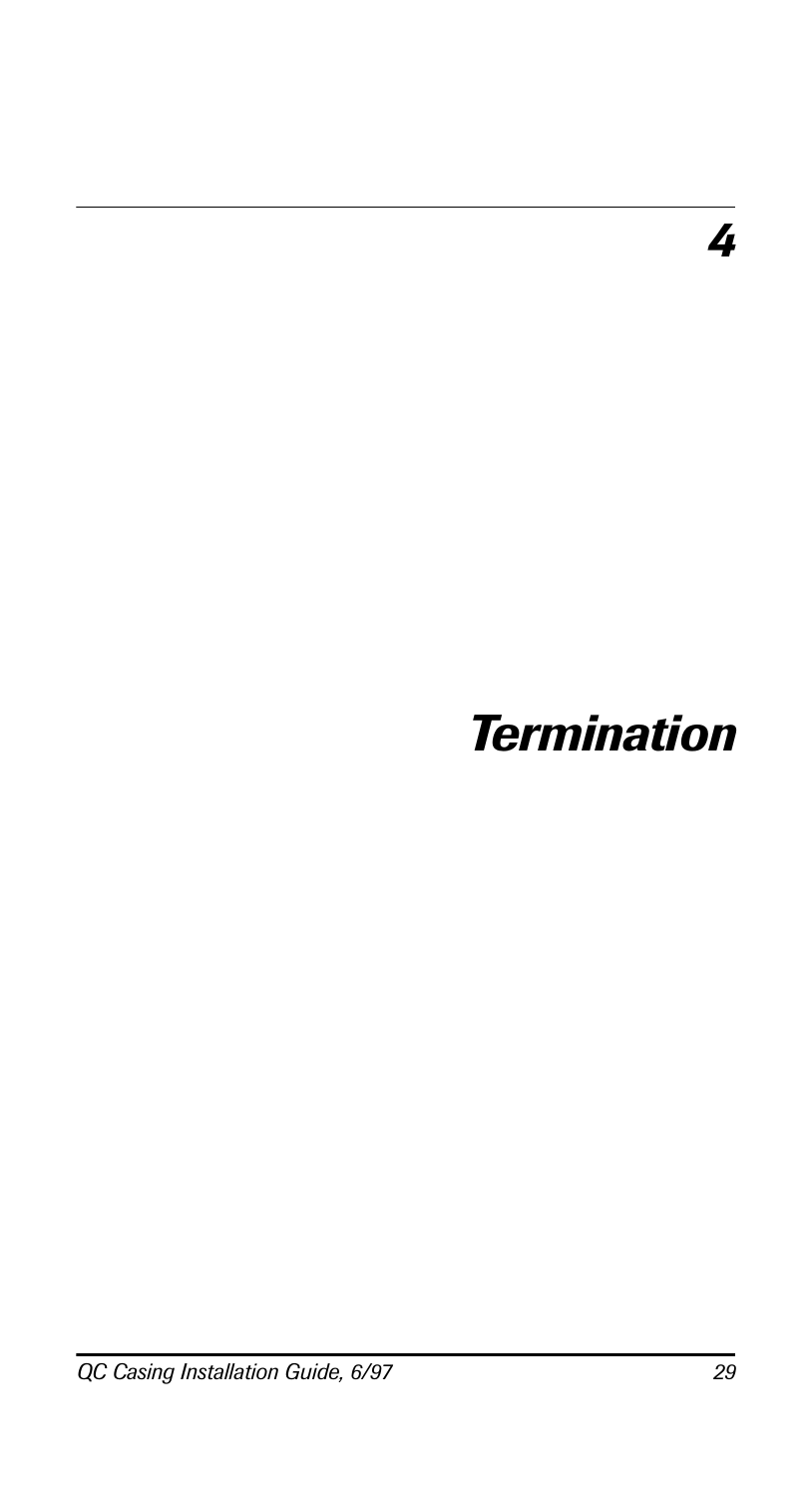# 4

# Termination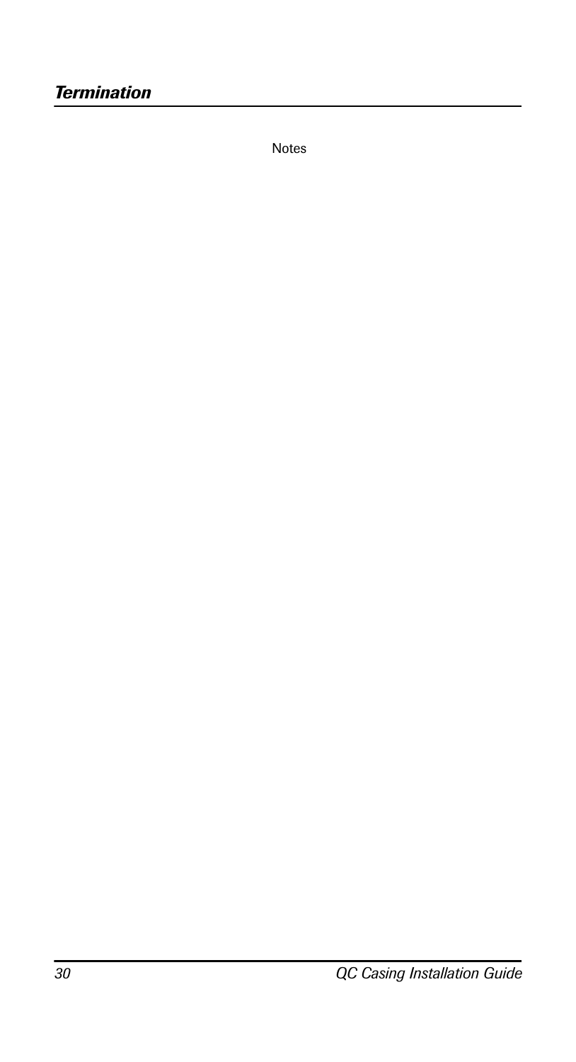Notes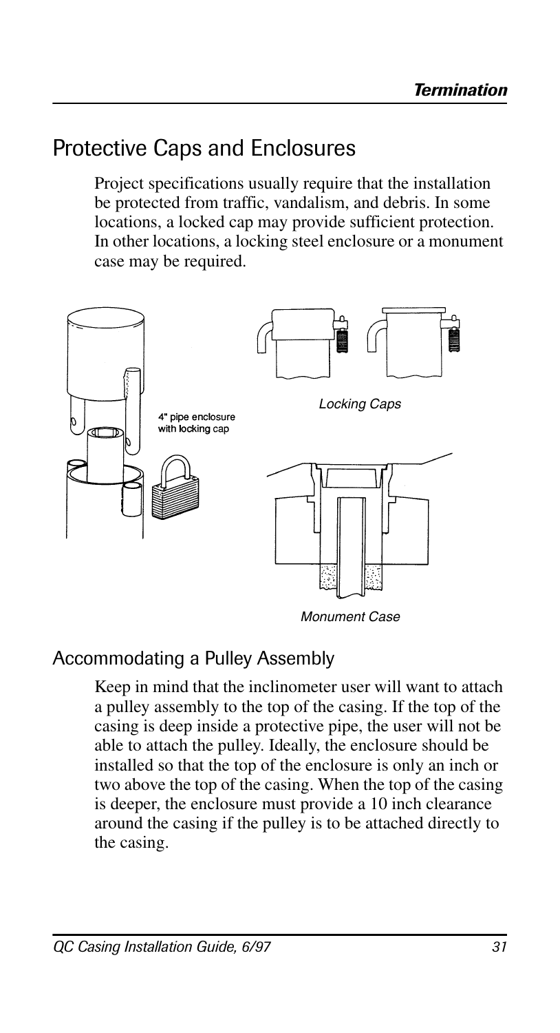## Protective Caps and Enclosures

Project specifications usually require that the installation be protected from traffic, vandalism, and debris. In some locations, a locked cap may provide sufficient protection. In other locations, a locking steel enclosure or a monument case may be required.

4" pipe enclosure with locking cap

*Locking Caps*

*Monument Case*

### Accommodating a Pulley Assembly

Keep in mind that the inclinometer user will want to attach a pulley assembly to the top of the casing. If the top of the casing is deep inside a protective pipe, the user will not be able to attach the pulley. Ideally, the enclosure should be installed so that the top of the enclosure is only an inch or two above the top of the casing. When the top of the casing is deeper, the enclosure must provide a 10 inch clearance around the casing if the pulley is to be attached directly to the casing.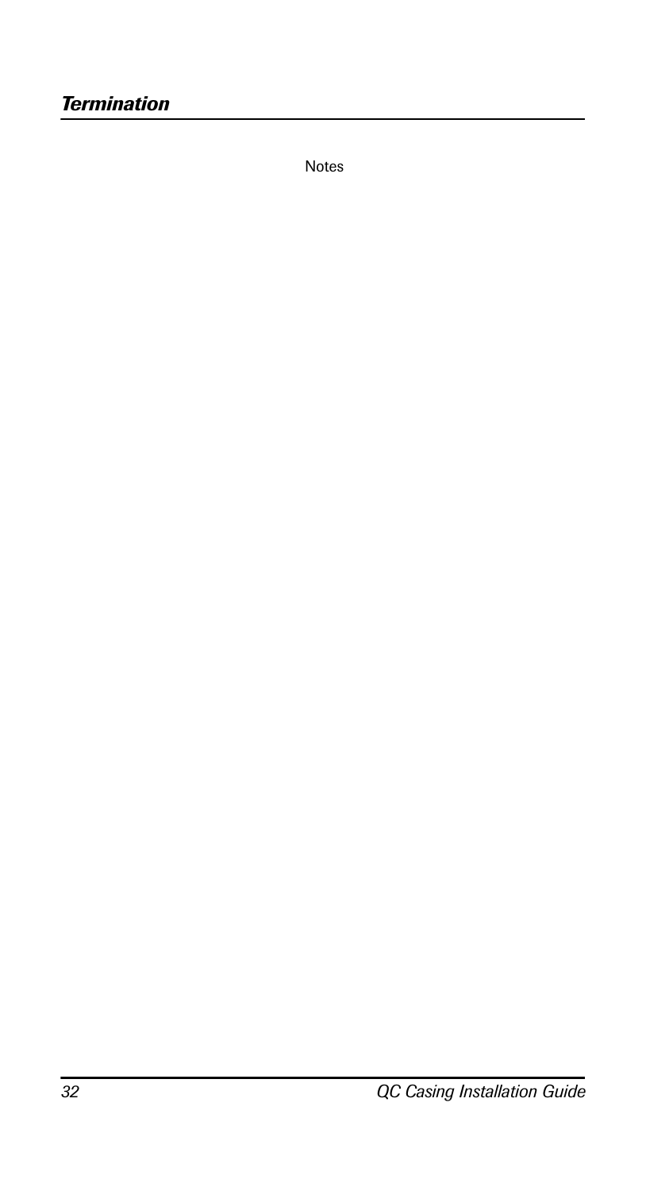Notes